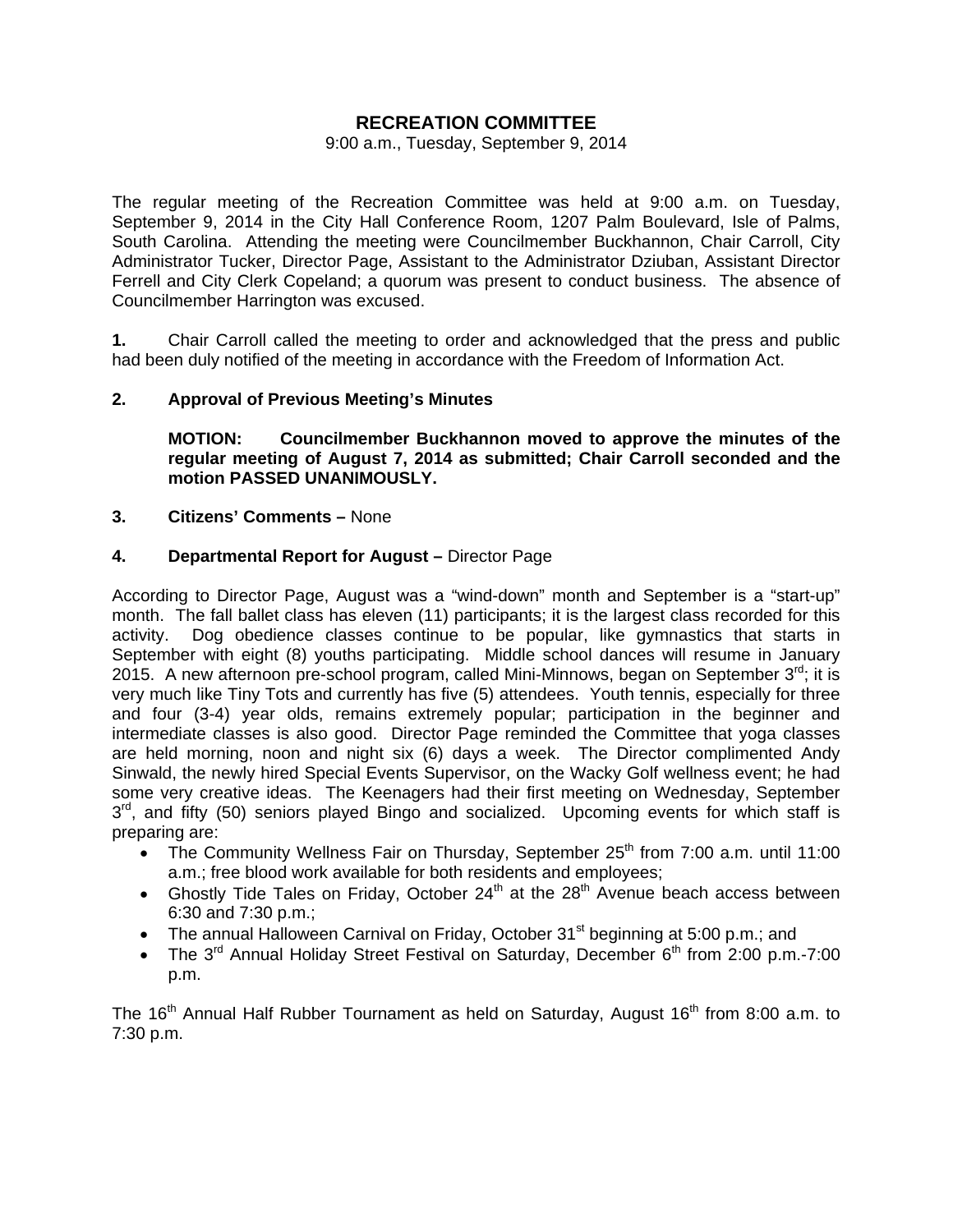# RECREATION COMMITTEE

9:00 a.m., Tuesday, September 9, 2014

The regular meeting of the Recreation Committee was held at 9:00 a.m. on Tuesday, September 9, 2014 in the City Hall Conference Room, 1207 Palm Boulevard, Isle of Palms, South Carolina. Attending the meeting were Councilmember Buckhannon, Chair Carroll, City Administrator Tucker, Director Page, Assistant to the Administrator Dziuban, Assistant Director Ferrell and City Clerk Copeland; a quorum was present to conduct business. The absence of Councilmember Harrington was excused.

**1.** Chair Carroll called the meeting to order and acknowledged that the press and public had been duly notified of the meeting in accordance with the Freedom of Information Act.

**2. Approval of Previous Meeting's Minutes**

**MOTION: Councilmember Buckhannon moved to approve the minutes of the regular meeting of August 7, 2014 as submitted; Chair Carroll seconded and the motion PASSED UNANIMOUSLY.**

**3. Citizens' Comments –** None

**4. Departmental Report for August –** Director Page

According to Director Page, August was a "wind-down" month and September is a "start-up" month. The fall ballet class has eleven (11) participants; it is the largest class recorded for this activity. Dog obedience classes continue to be popular, like gymnastics that starts in September with eight (8) youths participating. Middle school dances will resume in January 2015. A new afternoon pre-school program, called Mini-Minnows, began on September 3rd; it is very much like Tiny Tots and currently has five (5) attendees. Youth tennis, especially for three and four (3-4) year olds, remains extremely popular; participation in the beginner and intermediate classes is also good. Director Page reminded the Committee that yoga classes are held morning, noon and night six (6) days a week. The Director complimented Andy Sinwald, the newly hired Special Events Supervisor, on the Wacky Golf wellness event; he had some very creative ideas. The Keenagers had their first meeting on Wednesday, September 3rd, and fifty (50) seniors played Bingo and socialized. Upcoming events for which staff is preparing are:

- The Community Wellness Fair on Thursday, September 25th from 7:00 a.m. until 11:00 a.m.; free blood work available for both residents and employees;
- Ghostly Tide Tales on Friday, October 24th at the 28th Avenue beach access between 6:30 and 7:30 p.m.;
- The annual Halloween Carnival on Friday, October 31st beginning at 5:00 p.m.; and
- The 3rd Annual Holiday Street Festival on Saturday, December 6th from 2:00 p.m.-7:00 p.m.

The 16th Annual Half Rubber Tournament as held on Saturday, August 16th from 8:00 a.m. to 7:30 p.m.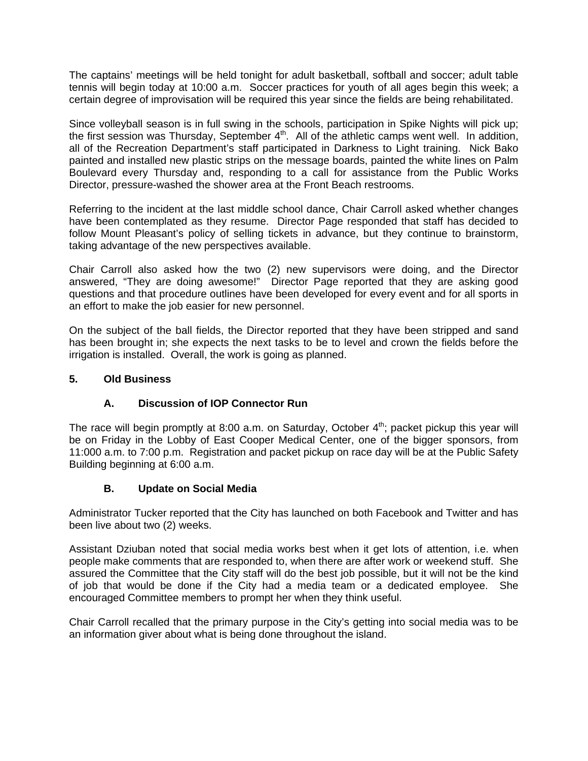The captains' meetings will be held tonight for adult basketball, softball and soccer; adult table tennis will begin today at 10:00 a.m. Soccer practices for youth of all ages begin this week; a certain degree of improvisation will be required this year since the fields are being rehabilitated.

Since volleyball season is in full swing in the schools, participation in Spike Nights will pick up; the first session was Thursday, September 4th. All of the athletic camps went well. In addition, all of the Recreation Department's staff participated in Darkness to Light training. Nick Bako painted and installed new plastic strips on the message boards, painted the white lines on Palm Boulevard every Thursday and, responding to a call for assistance from the Public Works Director, pressure-washed the shower area at the Front Beach restrooms.

Referring to the incident at the last middle school dance, Chair Carroll asked whether changes have been contemplated as they resume. Director Page responded that staff has decided to follow Mount Pleasant's policy of selling tickets in advance, but they continue to brainstorm, taking advantage of the new perspectives available.

Chair Carroll also asked how the two (2) new supervisors were doing, and the Director answered, "They are doing awesome!" Director Page reported that they are asking good questions and that procedure outlines have been developed for every event and for all sports in an effort to make the job easier for new personnel.

On the subject of the ball fields, the Director reported that they have been stripped and sand has been brought in; she expects the next tasks to be to level and crown the fields before the irrigation is installed. Overall, the work is going as planned.

**5. Old Business**

**A. Discussion of IOP Connector Run**

The race will begin promptly at 8:00 a.m. on Saturday, October 4th; packet pickup this year will be on Friday in the Lobby of East Cooper Medical Center, one of the bigger sponsors, from 11:000 a.m. to 7:00 p.m. Registration and packet pickup on race day will be at the Public Safety Building beginning at 6:00 a.m.

**B. Update on Social Media**

Administrator Tucker reported that the City has launched on both Facebook and Twitter and has been live about two (2) weeks.

Assistant Dziuban noted that social media works best when it get lots of attention, i.e. when people make comments that are responded to, when there are after work or weekend stuff. She assured the Committee that the City staff will do the best job possible, but it will not be the kind of job that would be done if the City had a media team or a dedicated employee. She encouraged Committee members to prompt her when they think useful.

Chair Carroll recalled that the primary purpose in the City's getting into social media was to be an information giver about what is being done throughout the island.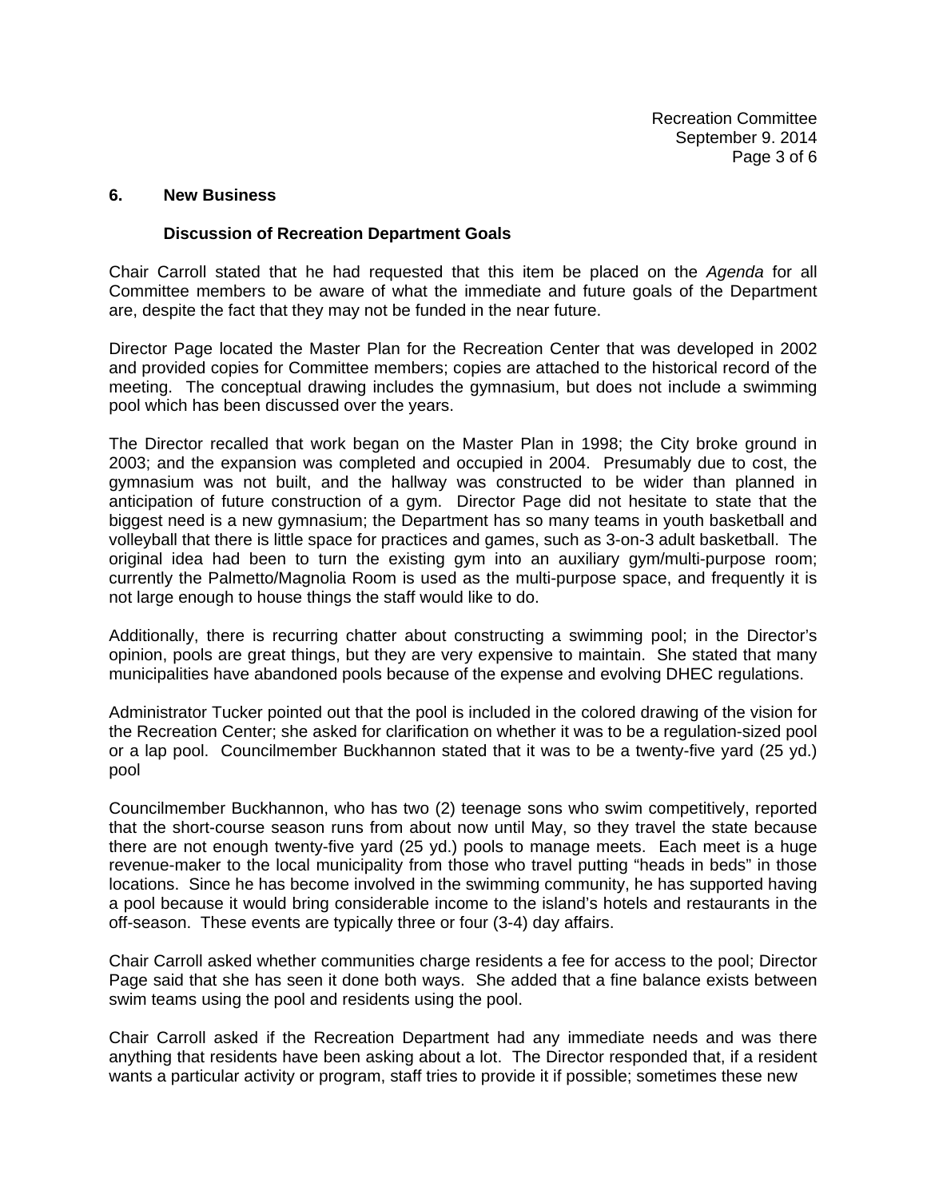## 6. New Business

### Discussion of Recreation Department Goals

Chair Carroll stated that he had requested that this item be placed on the *Agenda* for all Committee members to be aware of what the immediate and future goals of the Department are, despite the fact that they may not be funded in the near future.

Director Page located the Master Plan for the Recreation Center that was developed in 2002 and provided copies for Committee members; copies are attached to the historical record of the meeting. The conceptual drawing includes the gymnasium, but does not include a swimming pool which has been discussed over the years.

The Director recalled that work began on the Master Plan in 1998; the City broke ground in 2003; and the expansion was completed and occupied in 2004. Presumably due to cost, the gymnasium was not built, and the hallway was constructed to be wider than planned in anticipation of future construction of a gym. Director Page did not hesitate to state that the biggest need is a new gymnasium; the Department has so many teams in youth basketball and volleyball that there is little space for practices and games, such as 3-on-3 adult basketball. The original idea had been to turn the existing gym into an auxiliary gym/multi-purpose room; currently the Palmetto/Magnolia Room is used as the multi-purpose space, and frequently it is not large enough to house things the staff would like to do.

Additionally, there is recurring chatter about constructing a swimming pool; in the Director's opinion, pools are great things, but they are very expensive to maintain. She stated that many municipalities have abandoned pools because of the expense and evolving DHEC regulations.

Administrator Tucker pointed out that the pool is included in the colored drawing of the vision for the Recreation Center; she asked for clarification on whether it was to be a regulation-sized pool or a lap pool. Councilmember Buckhannon stated that it was to be a twenty-five yard (25 yd.) pool

Councilmember Buckhannon, who has two (2) teenage sons who swim competitively, reported that the short-course season runs from about now until May, so they travel the state because there are not enough twenty-five yard (25 yd.) pools to manage meets. Each meet is a huge revenue-maker to the local municipality from those who travel putting "heads in beds" in those locations. Since he has become involved in the swimming community, he has supported having a pool because it would bring considerable income to the island's hotels and restaurants in the off-season. These events are typically three or four (3-4) day affairs.

Chair Carroll asked whether communities charge residents a fee for access to the pool; Director Page said that she has seen it done both ways. She added that a fine balance exists between swim teams using the pool and residents using the pool.

Chair Carroll asked if the Recreation Department had any immediate needs and was there anything that residents have been asking about a lot. The Director responded that, if a resident wants a particular activity or program, staff tries to provide it if possible; sometimes these new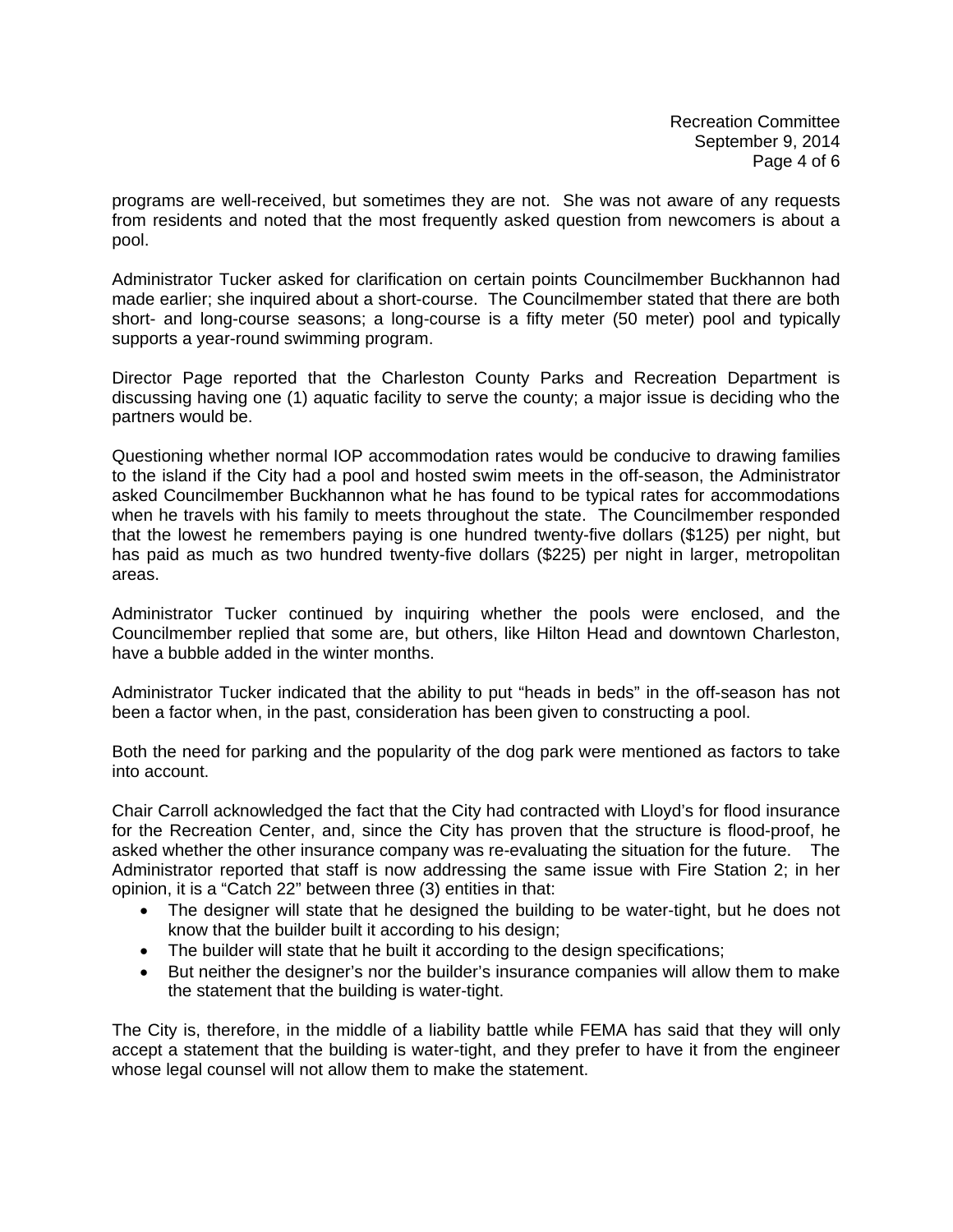programs are well-received, but sometimes they are not. She was not aware of any requests from residents and noted that the most frequently asked question from newcomers is about a pool.

Administrator Tucker asked for clarification on certain points Councilmember Buckhannon had made earlier; she inquired about a short-course. The Councilmember stated that there are both short- and long-course seasons; a long-course is a fifty meter (50 meter) pool and typically supports a year-round swimming program.

Director Page reported that the Charleston County Parks and Recreation Department is discussing having one (1) aquatic facility to serve the county; a major issue is deciding who the partners would be.

Questioning whether normal IOP accommodation rates would be conducive to drawing families to the island if the City had a pool and hosted swim meets in the off-season, the Administrator asked Councilmember Buckhannon what he has found to be typical rates for accommodations when he travels with his family to meets throughout the state. The Councilmember responded that the lowest he remembers paying is one hundred twenty-five dollars ($125) per night, but has paid as much as two hundred twenty-five dollars ($225) per night in larger, metropolitan areas.

Administrator Tucker continued by inquiring whether the pools were enclosed, and the Councilmember replied that some are, but others, like Hilton Head and downtown Charleston, have a bubble added in the winter months.

Administrator Tucker indicated that the ability to put "heads in beds" in the off-season has not been a factor when, in the past, consideration has been given to constructing a pool.

Both the need for parking and the popularity of the dog park were mentioned as factors to take into account.

Chair Carroll acknowledged the fact that the City had contracted with Lloyd's for flood insurance for the Recreation Center, and, since the City has proven that the structure is flood-proof, he asked whether the other insurance company was re-evaluating the situation for the future. The Administrator reported that staff is now addressing the same issue with Fire Station 2; in her opinion, it is a "Catch 22" between three (3) entities in that:

- The designer will state that he designed the building to be water-tight, but he does not know that the builder built it according to his design;
- The builder will state that he built it according to the design specifications;
- But neither the designer's nor the builder's insurance companies will allow them to make the statement that the building is water-tight.

The City is, therefore, in the middle of a liability battle while FEMA has said that they will only accept a statement that the building is water-tight, and they prefer to have it from the engineer whose legal counsel will not allow them to make the statement.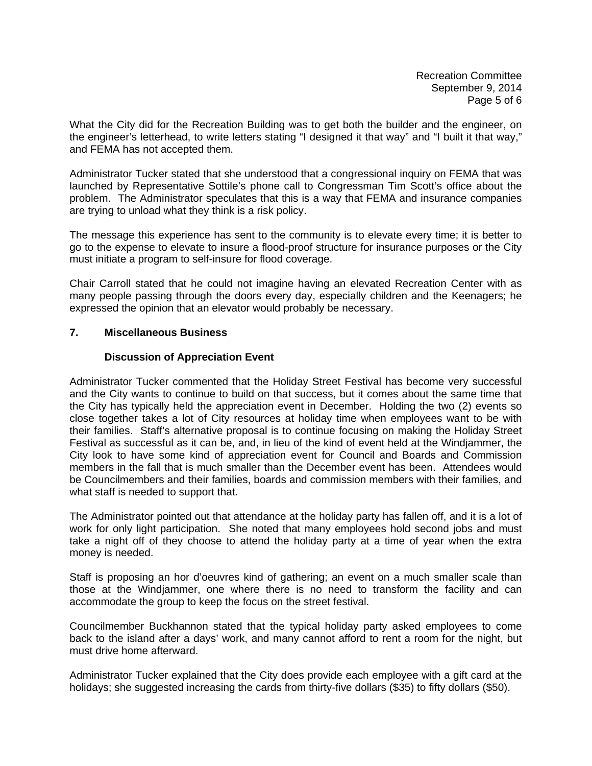What the City did for the Recreation Building was to get both the builder and the engineer, on the engineer's letterhead, to write letters stating "I designed it that way" and "I built it that way," and FEMA has not accepted them.

Administrator Tucker stated that she understood that a congressional inquiry on FEMA that was launched by Representative Sottile's phone call to Congressman Tim Scott's office about the problem. The Administrator speculates that this is a way that FEMA and insurance companies are trying to unload what they think is a risk policy.

The message this experience has sent to the community is to elevate every time; it is better to go to the expense to elevate to insure a flood-proof structure for insurance purposes or the City must initiate a program to self-insure for flood coverage.

Chair Carroll stated that he could not imagine having an elevated Recreation Center with as many people passing through the doors every day, especially children and the Keenagers; he expressed the opinion that an elevator would probably be necessary.

**7. Miscellaneous Business**

**Discussion of Appreciation Event**

Administrator Tucker commented that the Holiday Street Festival has become very successful and the City wants to continue to build on that success, but it comes about the same time that the City has typically held the appreciation event in December. Holding the two (2) events so close together takes a lot of City resources at holiday time when employees want to be with their families. Staff's alternative proposal is to continue focusing on making the Holiday Street Festival as successful as it can be, and, in lieu of the kind of event held at the Windjammer, the City look to have some kind of appreciation event for Council and Boards and Commission members in the fall that is much smaller than the December event has been. Attendees would be Councilmembers and their families, boards and commission members with their families, and what staff is needed to support that.

The Administrator pointed out that attendance at the holiday party has fallen off, and it is a lot of work for only light participation. She noted that many employees hold second jobs and must take a night off of they choose to attend the holiday party at a time of year when the extra money is needed.

Staff is proposing an hor d'oeuvres kind of gathering; an event on a much smaller scale than those at the Windjammer, one where there is no need to transform the facility and can accommodate the group to keep the focus on the street festival.

Councilmember Buckhannon stated that the typical holiday party asked employees to come back to the island after a days' work, and many cannot afford to rent a room for the night, but must drive home afterward.

Administrator Tucker explained that the City does provide each employee with a gift card at the holidays; she suggested increasing the cards from thirty-five dollars ($35) to fifty dollars ($50).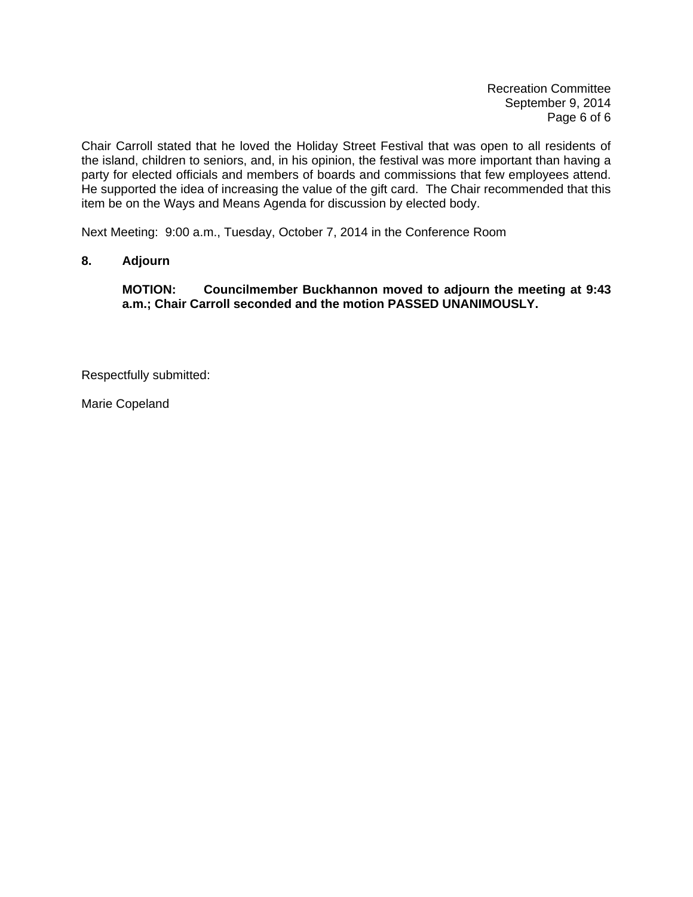Chair Carroll stated that he loved the Holiday Street Festival that was open to all residents of the island, children to seniors, and, in his opinion, the festival was more important than having a party for elected officials and members of boards and commissions that few employees attend. He supported the idea of increasing the value of the gift card. The Chair recommended that this item be on the Ways and Means Agenda for discussion by elected body.

Next Meeting: 9:00 a.m., Tuesday, October 7, 2014 in the Conference Room

**8. Adjourn**

**MOTION: Councilmember Buckhannon moved to adjourn the meeting at 9:43 a.m.; Chair Carroll seconded and the motion PASSED UNANIMOUSLY.**

Respectfully submitted:

Marie Copeland